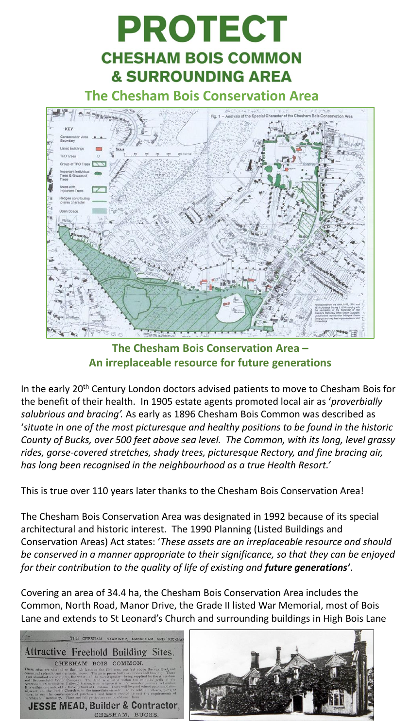# PROTECT

## CHESHAM BOIS COMMON & SURROUNDING AREA

### The Chesham Bois Conservation Area

### The Chesham Bois Conservation Area – An irreplaceable resource for future generations

In the early 20th Century London doctors advised patients to move to Chesham Bois for the benefit of their health. In 1905 estate agents promoted local air as '*proverbially salubrious and bracing'.* As early as 1896 Chesham Bois Common was described as '*situate in one of the most picturesque and healthy positions to be found in the historic County of Bucks, over 500 feet above sea level. The Common, with its long, level grassy rides, gorse-covered stretches, shady trees, picturesque Rectory, and fine bracing air, has long been recognised in the neighbourhood as a true Health Resort.'*

This is true over 110 years later thanks to the Chesham Bois Conservation Area!

The Chesham Bois Conservation Area was designated in 1992 because of its special architectural and historic interest. The 1990 Planning (Listed Buildings and Conservation Areas) Act states: '*These assets are an irreplaceable resource and should be conserved in a manner appropriate to their significance, so that they can be enjoyed for their contribution to the quality of life of existing and **future generations'***.

Covering an area of 34.4 ha, the Chesham Bois Conservation Area includes the Common, North Road, Manor Drive, the Grade II listed War Memorial, most of Bois Lane and extends to St Leonard's Church and surrounding buildings in High Bois Lane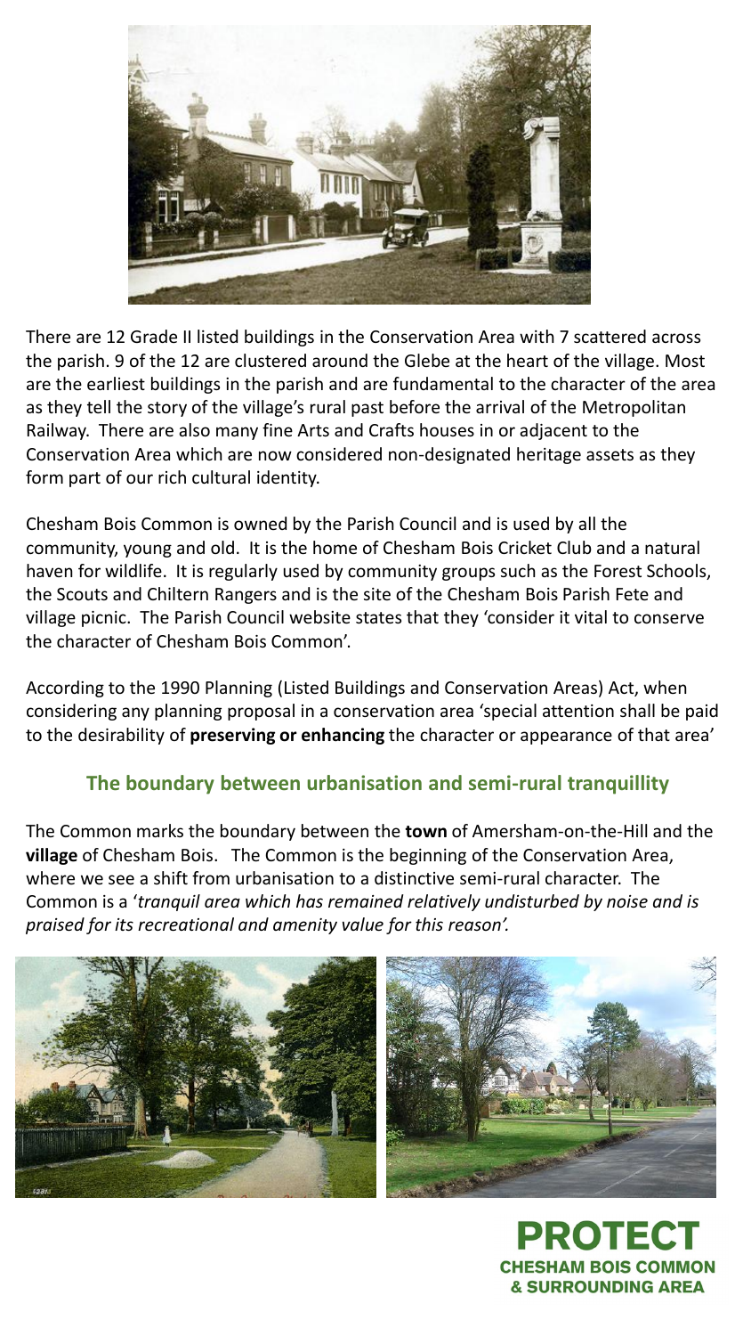There are 12 Grade II listed buildings in the Conservation Area with 7 scattered across the parish. 9 of the 12 are clustered around the Glebe at the heart of the village. Most are the earliest buildings in the parish and are fundamental to the character of the area as they tell the story of the village's rural past before the arrival of the Metropolitan Railway. There are also many fine Arts and Crafts houses in or adjacent to the Conservation Area which are now considered non-designated heritage assets as they form part of our rich cultural identity.

Chesham Bois Common is owned by the Parish Council and is used by all the community, young and old. It is the home of Chesham Bois Cricket Club and a natural haven for wildlife. It is regularly used by community groups such as the Forest Schools, the Scouts and Chiltern Rangers and is the site of the Chesham Bois Parish Fete and village picnic. The Parish Council website states that they 'consider it vital to conserve the character of Chesham Bois Common'.

According to the 1990 Planning (Listed Buildings and Conservation Areas) Act, when considering any planning proposal in a conservation area 'special attention shall be paid to the desirability of **preserving or enhancing** the character or appearance of that area'

## The boundary between urbanisation and semi-rural tranquillity

The Common marks the boundary between the **town** of Amersham-on-the-Hill and the **village** of Chesham Bois. The Common is the beginning of the Conservation Area, where we see a shift from urbanisation to a distinctive semi-rural character. The Common is a '*tranquil area which has remained relatively undisturbed by noise and is praised for its recreational and amenity value for this reason'.*

**PROTECT CHESHAM BOIS COMMON & SURROUNDING AREA**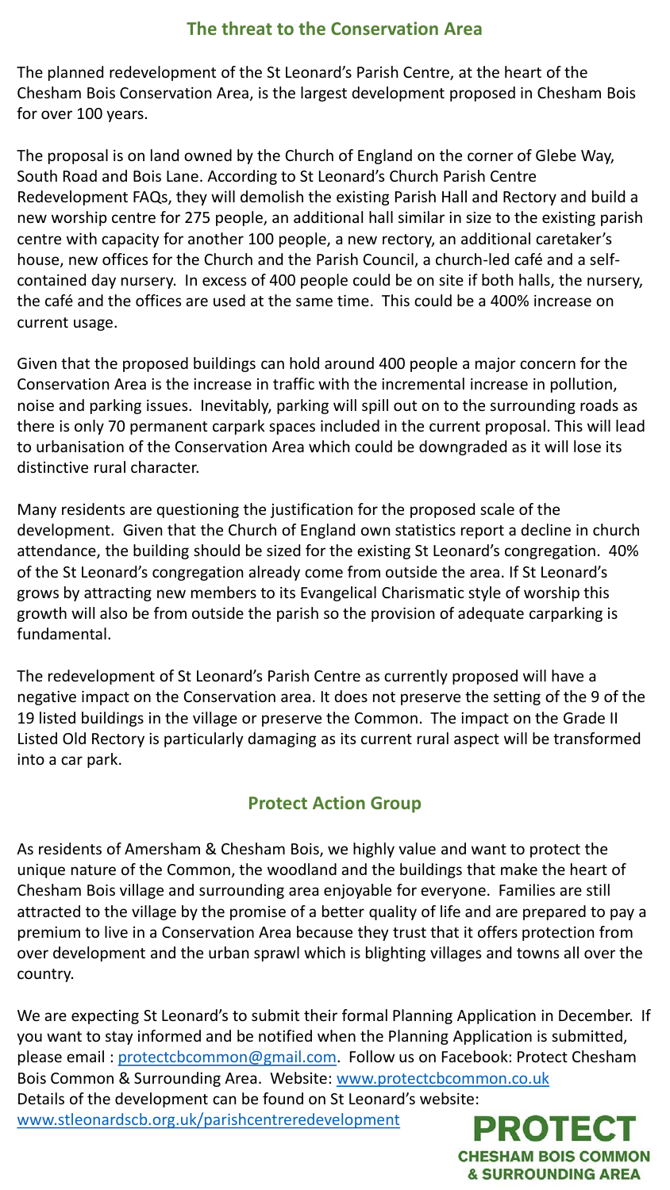## The threat to the Conservation Area

The planned redevelopment of the St Leonard's Parish Centre, at the heart of the Chesham Bois Conservation Area, is the largest development proposed in Chesham Bois for over 100 years.

The proposal is on land owned by the Church of England on the corner of Glebe Way, South Road and Bois Lane. According to St Leonard's Church Parish Centre Redevelopment FAQs, they will demolish the existing Parish Hall and Rectory and build a new worship centre for 275 people, an additional hall similar in size to the existing parish centre with capacity for another 100 people, a new rectory, an additional caretaker's house, new offices for the Church and the Parish Council, a church-led café and a self-contained day nursery. In excess of 400 people could be on site if both halls, the nursery, the café and the offices are used at the same time. This could be a 400% increase on current usage.

Given that the proposed buildings can hold around 400 people a major concern for the Conservation Area is the increase in traffic with the incremental increase in pollution, noise and parking issues. Inevitably, parking will spill out on to the surrounding roads as there is only 70 permanent carpark spaces included in the current proposal. This will lead to urbanisation of the Conservation Area which could be downgraded as it will lose its distinctive rural character.

Many residents are questioning the justification for the proposed scale of the development. Given that the Church of England own statistics report a decline in church attendance, the building should be sized for the existing St Leonard's congregation. 40% of the St Leonard's congregation already come from outside the area. If St Leonard's grows by attracting new members to its Evangelical Charismatic style of worship this growth will also be from outside the parish so the provision of adequate carparking is fundamental.

The redevelopment of St Leonard's Parish Centre as currently proposed will have a negative impact on the Conservation area. It does not preserve the setting of the 9 of the 19 listed buildings in the village or preserve the Common. The impact on the Grade II Listed Old Rectory is particularly damaging as its current rural aspect will be transformed into a car park.

## Protect Action Group

As residents of Amersham & Chesham Bois, we highly value and want to protect the unique nature of the Common, the woodland and the buildings that make the heart of Chesham Bois village and surrounding area enjoyable for everyone. Families are still attracted to the village by the promise of a better quality of life and are prepared to pay a premium to live in a Conservation Area because they trust that it offers protection from over development and the urban sprawl which is blighting villages and towns all over the country.

We are expecting St Leonard's to submit their formal Planning Application in December. If you want to stay informed and be notified when the Planning Application is submitted, please email : protectcbcommon@gmail.com. Follow us on Facebook: Protect Chesham Bois Common & Surrounding Area. Website: www.protectcbcommon.co.uk
Details of the development can be found on St Leonard's website: www.stleonardscb.org.uk/parishcentreredevelopment

**PROTECT**
**CHESHAM BOIS COMMON & SURROUNDING AREA**